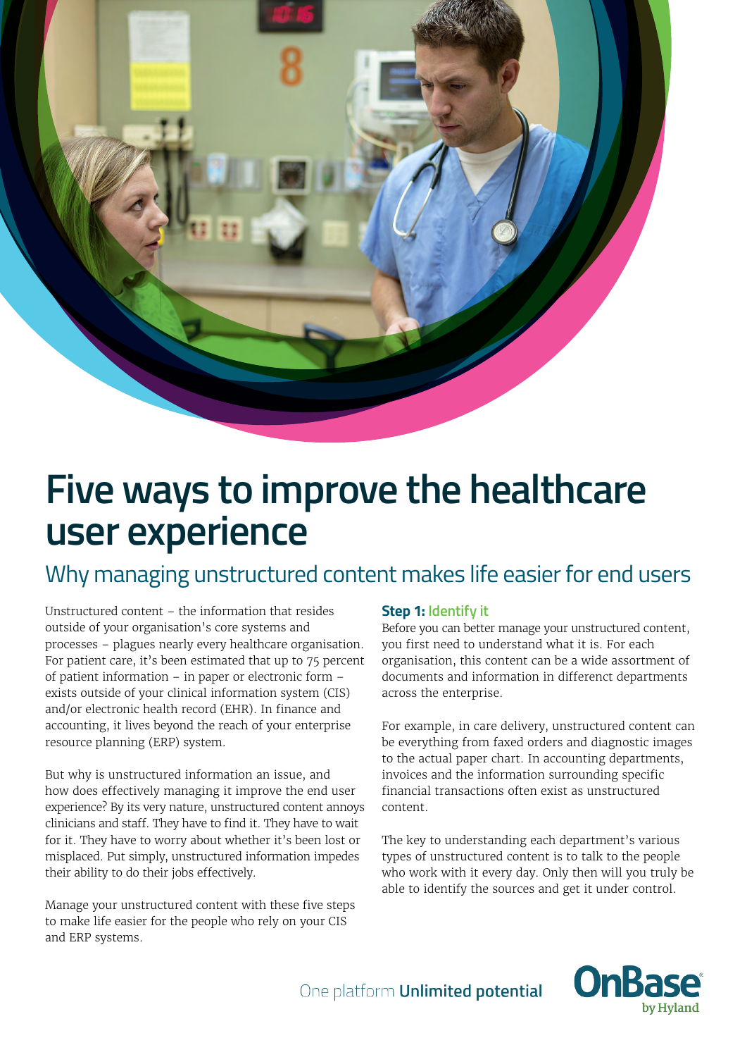# Five ways to improve the healthcare user experience

## Why managing unstructured content makes life easier for end users

Unstructured content – the information that resides outside of your organisation's core systems and processes – plagues nearly every healthcare organisation. For patient care, it's been estimated that up to 75 percent of patient information – in paper or electronic form – exists outside of your clinical information system (CIS) and/or electronic health record (EHR). In finance and accounting, it lives beyond the reach of your enterprise resource planning (ERP) system.

But why is unstructured information an issue, and how does effectively managing it improve the end user experience? By its very nature, unstructured content annoys clinicians and staff. They have to find it. They have to wait for it. They have to worry about whether it's been lost or misplaced. Put simply, unstructured information impedes their ability to do their jobs effectively.

Manage your unstructured content with these five steps to make life easier for the people who rely on your CIS and ERP systems.

### Step 1: Identify it

Before you can better manage your unstructured content, you first need to understand what it is. For each organisation, this content can be a wide assortment of documents and information in differenct departments across the enterprise.

For example, in care delivery, unstructured content can be everything from faxed orders and diagnostic images to the actual paper chart. In accounting departments, invoices and the information surrounding specific financial transactions often exist as unstructured content.

The key to understanding each department's various types of unstructured content is to talk to the people who work with it every day. Only then will you truly be able to identify the sources and get it under control.

One platform **Unlimited potential**

**OnBase** by Hyland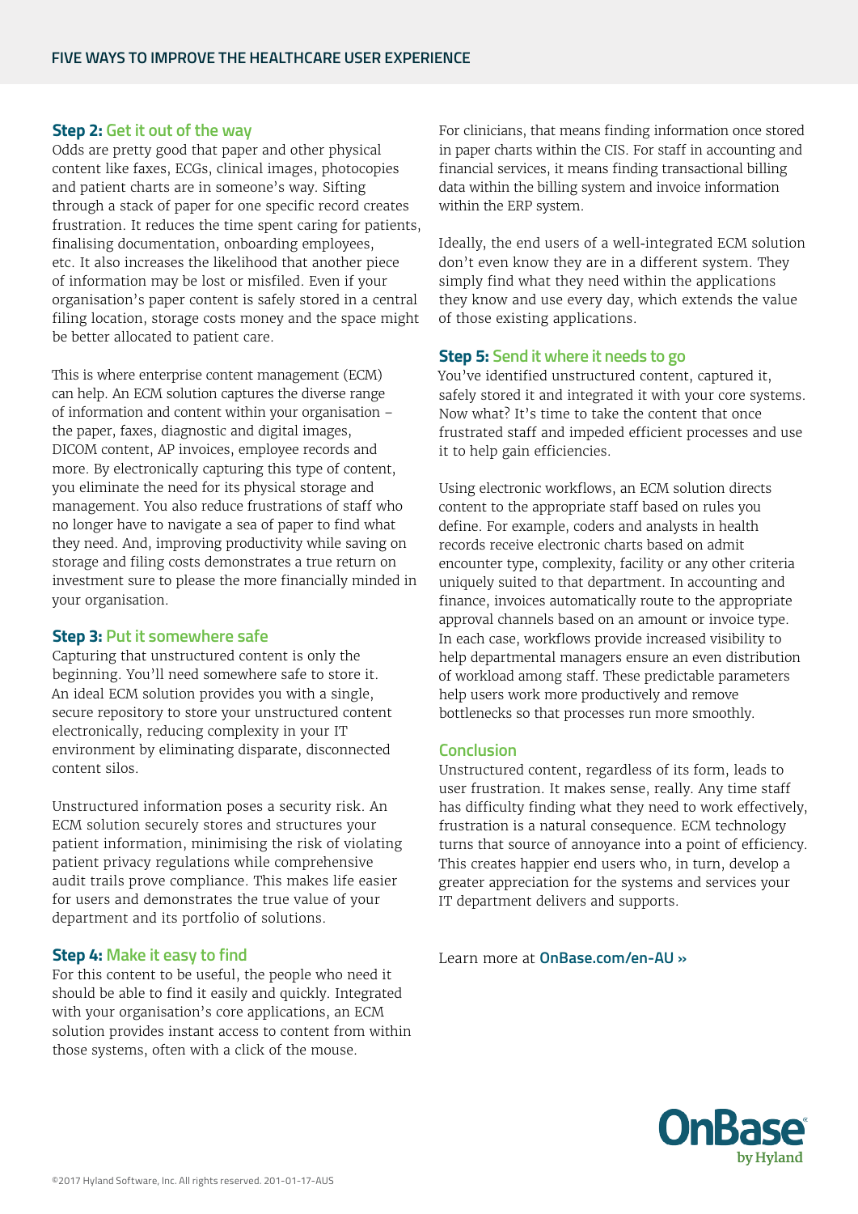## Step 2: Get it out of the way

Odds are pretty good that paper and other physical content like faxes, ECGs, clinical images, photocopies and patient charts are in someone's way. Sifting through a stack of paper for one specific record creates frustration. It reduces the time spent caring for patients, finalising documentation, onboarding employees, etc. It also increases the likelihood that another piece of information may be lost or misfiled. Even if your organisation's paper content is safely stored in a central filing location, storage costs money and the space might be better allocated to patient care.

This is where enterprise content management (ECM) can help. An ECM solution captures the diverse range of information and content within your organisation – the paper, faxes, diagnostic and digital images, DICOM content, AP invoices, employee records and more. By electronically capturing this type of content, you eliminate the need for its physical storage and management. You also reduce frustrations of staff who no longer have to navigate a sea of paper to find what they need. And, improving productivity while saving on storage and filing costs demonstrates a true return on investment sure to please the more financially minded in your organisation.

## Step 3: Put it somewhere safe

Capturing that unstructured content is only the beginning. You'll need somewhere safe to store it. An ideal ECM solution provides you with a single, secure repository to store your unstructured content electronically, reducing complexity in your IT environment by eliminating disparate, disconnected content silos.

Unstructured information poses a security risk. An ECM solution securely stores and structures your patient information, minimising the risk of violating patient privacy regulations while comprehensive audit trails prove compliance. This makes life easier for users and demonstrates the true value of your department and its portfolio of solutions.

## Step 4: Make it easy to find

For this content to be useful, the people who need it should be able to find it easily and quickly. Integrated with your organisation's core applications, an ECM solution provides instant access to content from within those systems, often with a click of the mouse.

For clinicians, that means finding information once stored in paper charts within the CIS. For staff in accounting and financial services, it means finding transactional billing data within the billing system and invoice information within the ERP system.

Ideally, the end users of a well-integrated ECM solution don't even know they are in a different system. They simply find what they need within the applications they know and use every day, which extends the value of those existing applications.

## Step 5: Send it where it needs to go

You've identified unstructured content, captured it, safely stored it and integrated it with your core systems. Now what? It's time to take the content that once frustrated staff and impeded efficient processes and use it to help gain efficiencies.

Using electronic workflows, an ECM solution directs content to the appropriate staff based on rules you define. For example, coders and analysts in health records receive electronic charts based on admit encounter type, complexity, facility or any other criteria uniquely suited to that department. In accounting and finance, invoices automatically route to the appropriate approval channels based on an amount or invoice type. In each case, workflows provide increased visibility to help departmental managers ensure an even distribution of workload among staff. These predictable parameters help users work more productively and remove bottlenecks so that processes run more smoothly.

## Conclusion

Unstructured content, regardless of its form, leads to user frustration. It makes sense, really. Any time staff has difficulty finding what they need to work effectively, frustration is a natural consequence. ECM technology turns that source of annoyance into a point of efficiency. This creates happier end users who, in turn, develop a greater appreciation for the systems and services your IT department delivers and supports.

Learn more at **OnBase.com/en-AU »**

OnBase by Hyland

©2017 Hyland Software, Inc. All rights reserved. 201-01-17-AUS